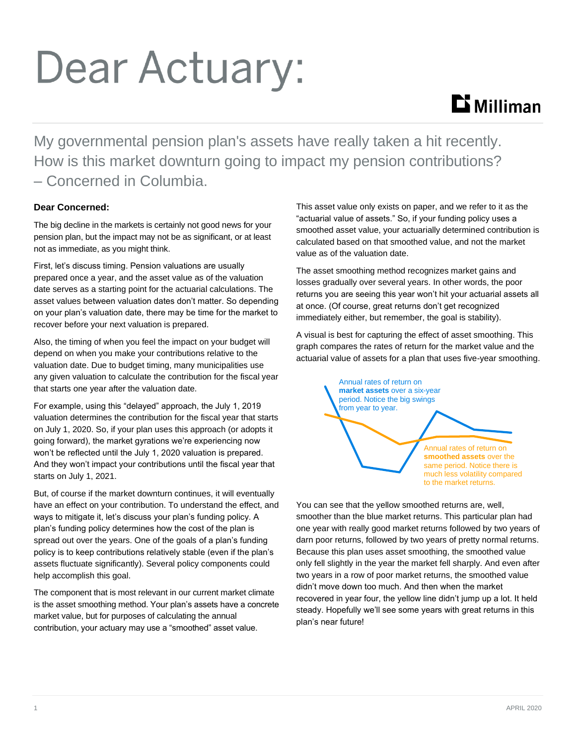# Dear Actuary:

My governmental pension plan's assets have really taken a hit recently. How is this market downturn going to impact my pension contributions? – Concerned in Columbia.

**Dear Concerned:**

The big decline in the markets is certainly not good news for your pension plan, but the impact may not be as significant, or at least not as immediate, as you might think.

First, let's discuss timing. Pension valuations are usually prepared once a year, and the asset value as of the valuation date serves as a starting point for the actuarial calculations. The asset values between valuation dates don't matter. So depending on your plan's valuation date, there may be time for the market to recover before your next valuation is prepared.

Also, the timing of when you feel the impact on your budget will depend on when you make your contributions relative to the valuation date. Due to budget timing, many municipalities use any given valuation to calculate the contribution for the fiscal year that starts one year after the valuation date.

For example, using this "delayed" approach, the July 1, 2019 valuation determines the contribution for the fiscal year that starts on July 1, 2020. So, if your plan uses this approach (or adopts it going forward), the market gyrations we're experiencing now won't be reflected until the July 1, 2020 valuation is prepared. And they won't impact your contributions until the fiscal year that starts on July 1, 2021.

But, of course if the market downturn continues, it will eventually have an effect on your contribution. To understand the effect, and ways to mitigate it, let's discuss your plan's funding policy. A plan's funding policy determines how the cost of the plan is spread out over the years. One of the goals of a plan's funding policy is to keep contributions relatively stable (even if the plan's assets fluctuate significantly). Several policy components could help accomplish this goal.

The component that is most relevant in our current market climate is the asset smoothing method. Your plan's assets have a concrete market value, but for purposes of calculating the annual contribution, your actuary may use a "smoothed" asset value. This asset value only exists on paper, and we refer to it as the "actuarial value of assets." So, if your funding policy uses a smoothed asset value, your actuarially determined contribution is calculated based on that smoothed value, and not the market value as of the valuation date.

The asset smoothing method recognizes market gains and losses gradually over several years. In other words, the poor returns you are seeing this year won't hit your actuarial assets all at once. (Of course, great returns don't get recognized immediately either, but remember, the goal is stability).

A visual is best for capturing the effect of asset smoothing. This graph compares the rates of return for the market value and the actuarial value of assets for a plan that uses five-year smoothing.

Annual rates of return on **market assets** over a six-year period. Notice the big swings from year to year.

Annual rates of return on **smoothed assets** over the same period. Notice there is much less volatility compared to the market returns.

You can see that the yellow smoothed returns are, well, smoother than the blue market returns. This particular plan had one year with really good market returns followed by two years of darn poor returns, followed by two years of pretty normal returns. Because this plan uses asset smoothing, the smoothed value only fell slightly in the year the market fell sharply. And even after two years in a row of poor market returns, the smoothed value didn't move down too much. And then when the market recovered in year four, the yellow line didn't jump up a lot. It held steady. Hopefully we'll see some years with great returns in this plan's near future!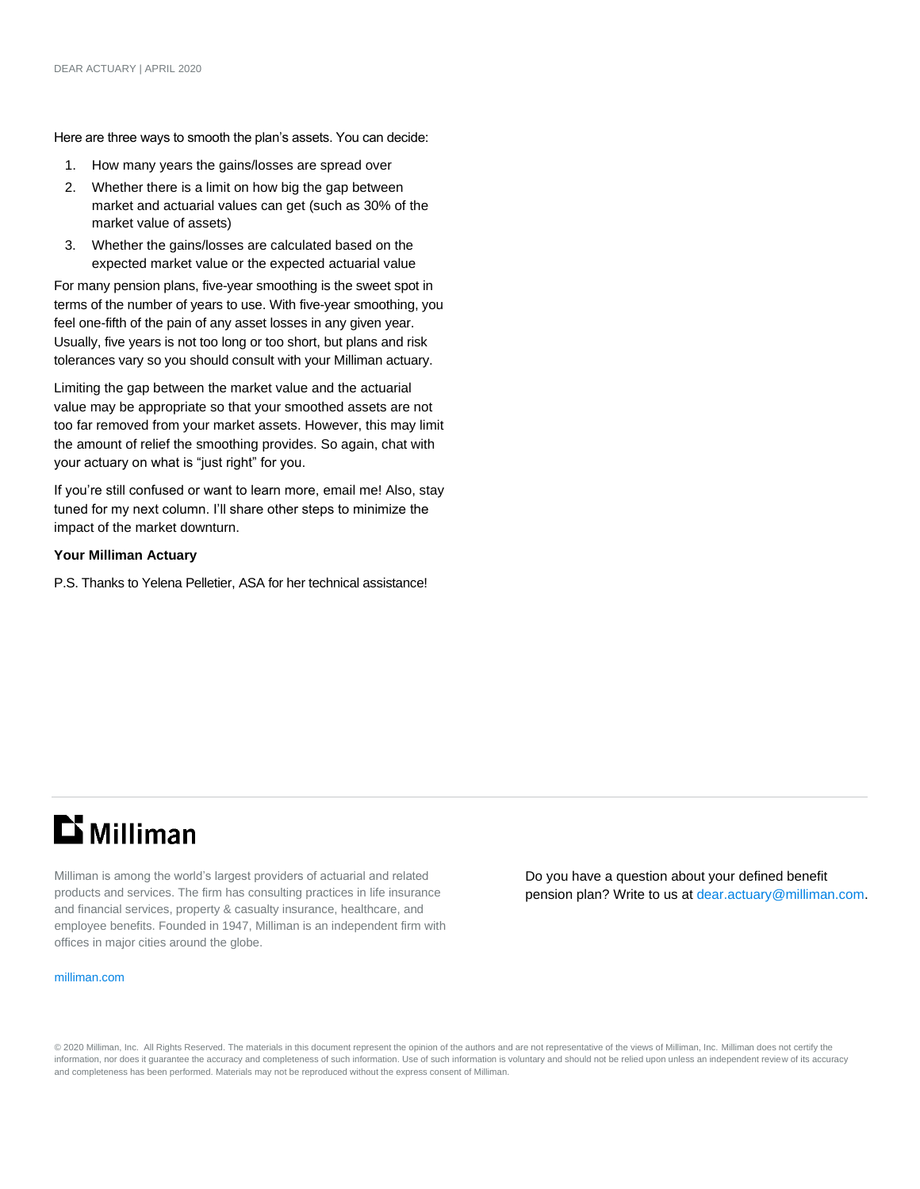Here are three ways to smooth the plan's assets. You can decide:

1. How many years the gains/losses are spread over
2. Whether there is a limit on how big the gap between market and actuarial values can get (such as 30% of the market value of assets)
3. Whether the gains/losses are calculated based on the expected market value or the expected actuarial value

For many pension plans, five-year smoothing is the sweet spot in terms of the number of years to use. With five-year smoothing, you feel one-fifth of the pain of any asset losses in any given year. Usually, five years is not too long or too short, but plans and risk tolerances vary so you should consult with your Milliman actuary.

Limiting the gap between the market value and the actuarial value may be appropriate so that your smoothed assets are not too far removed from your market assets. However, this may limit the amount of relief the smoothing provides. So again, chat with your actuary on what is "just right" for you.

If you're still confused or want to learn more, email me! Also, stay tuned for my next column. I'll share other steps to minimize the impact of the market downturn.

**Your Milliman Actuary**

P.S. Thanks to Yelena Pelletier, ASA for her technical assistance!

---

**Milliman**

Milliman is among the world's largest providers of actuarial and related products and services. The firm has consulting practices in life insurance and financial services, property & casualty insurance, healthcare, and employee benefits. Founded in 1947, Milliman is an independent firm with offices in major cities around the globe.

milliman.com

Do you have a question about your defined benefit pension plan? Write to us at dear.actuary@milliman.com.

© 2020 Milliman, Inc. All Rights Reserved. The materials in this document represent the opinion of the authors and are not representative of the views of Milliman, Inc. Milliman does not certify the information, nor does it guarantee the accuracy and completeness of such information. Use of such information is voluntary and should not be relied upon unless an independent review of its accuracy and completeness has been performed. Materials may not be reproduced without the express consent of Milliman.